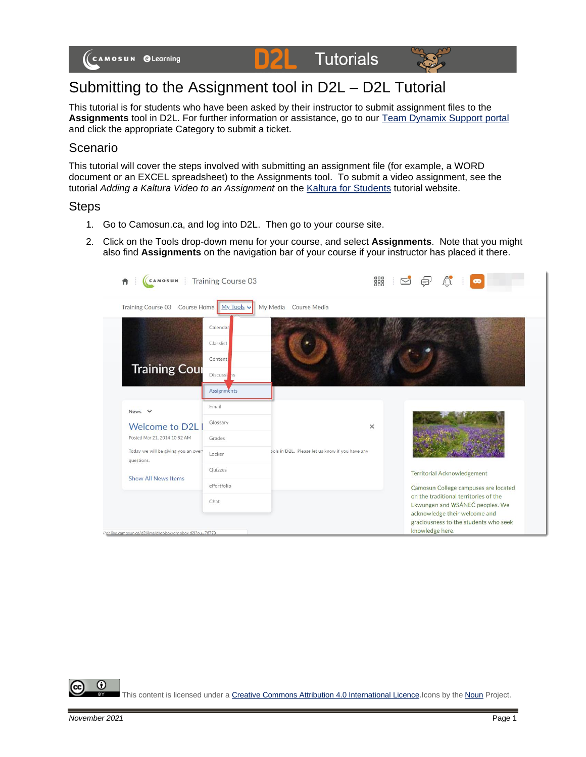# Submitting to the Assignment tool in D2L – D2L Tutorial

This tutorial is for students who have been asked by their instructor to submit assignment files to the **Assignments** tool in D2L. For further information or assistance, go to our [Team Dynamix Support portal]() and click the appropriate Category to submit a ticket.

## Scenario

This tutorial will cover the steps involved with submitting an assignment file (for example, a WORD document or an EXCEL spreadsheet) to the Assignments tool. To submit a video assignment, see the tutorial *Adding a Kaltura Video to an Assignment* on the [Kaltura for Students]() tutorial website.

## Steps

1. Go to Camosun.ca, and log into D2L. Then go to your course site.
2. Click on the Tools drop-down menu for your course, and select **Assignments**. Note that you might also find **Assignments** on the navigation bar of your course if your instructor has placed it there.

This content is licensed under a [Creative Commons Attribution 4.0 International Licence](). Icons by the [Noun]() Project.

*November 2021*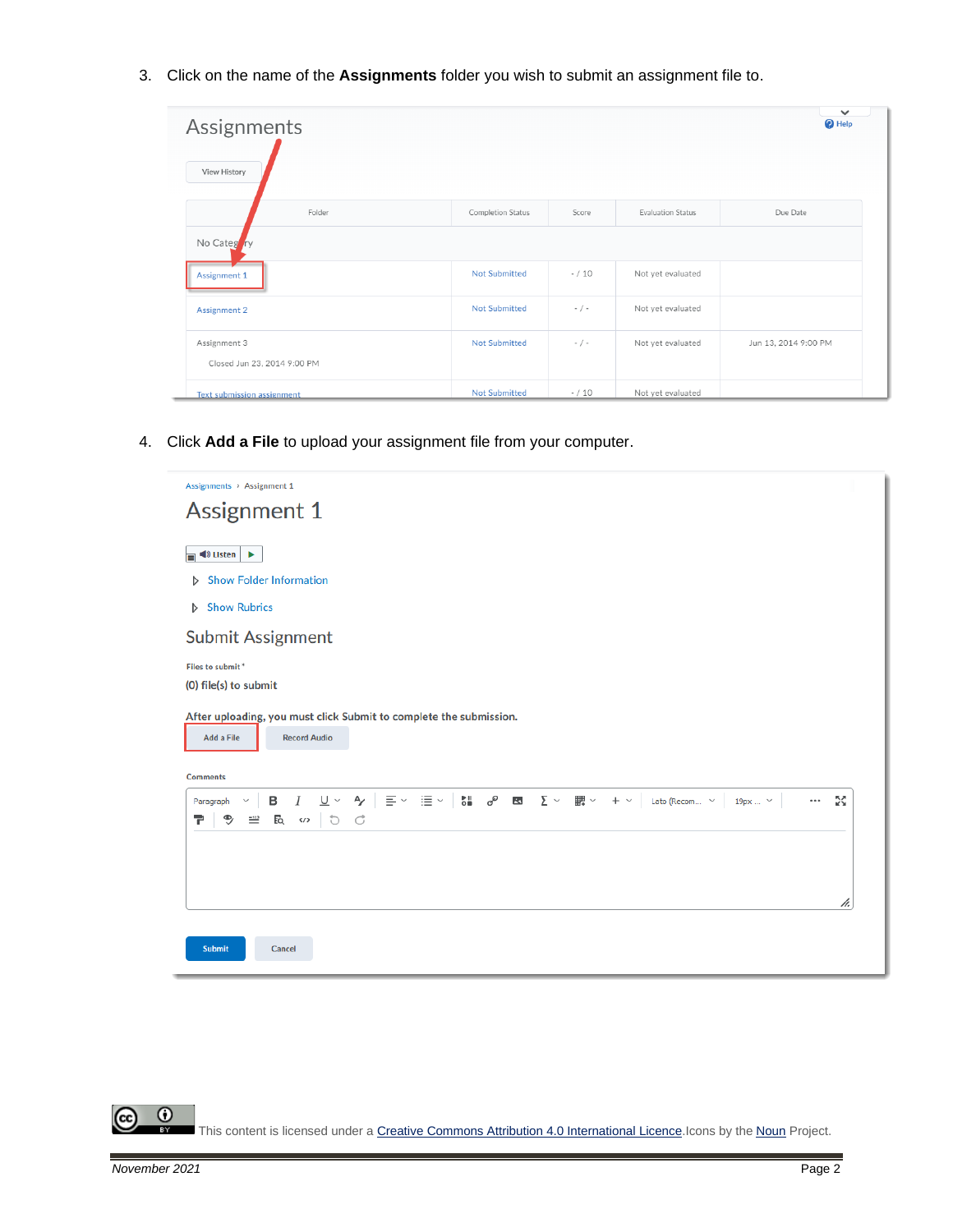3. Click on the name of the **Assignments** folder you wish to submit an assignment file to.

4. Click **Add a File** to upload your assignment file from your computer.

This content is licensed under a Creative Commons Attribution 4.0 International Licence.Icons by the Noun Project.

*November 2021*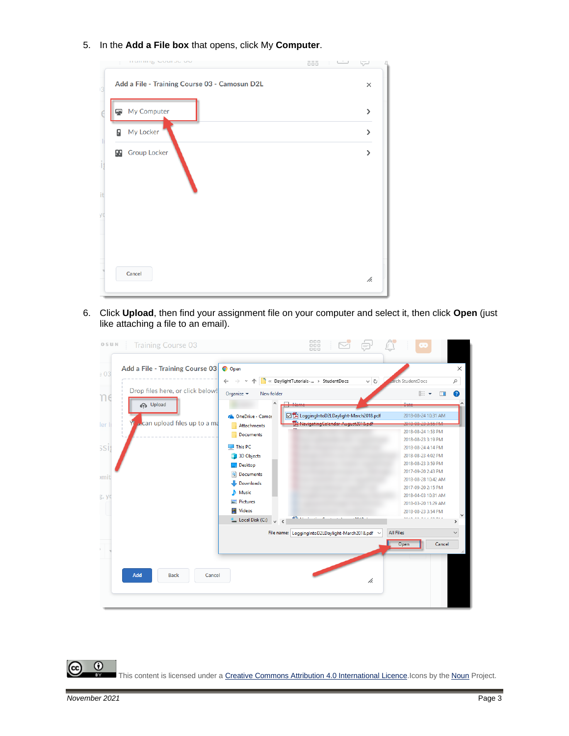5. In the **Add a File box** that opens, click My **Computer**.

6. Click **Upload**, then find your assignment file on your computer and select it, then click **Open** (just like attaching a file to an email).

This content is licensed under a Creative Commons Attribution 4.0 International Licence. Icons by the Noun Project.

*November 2021*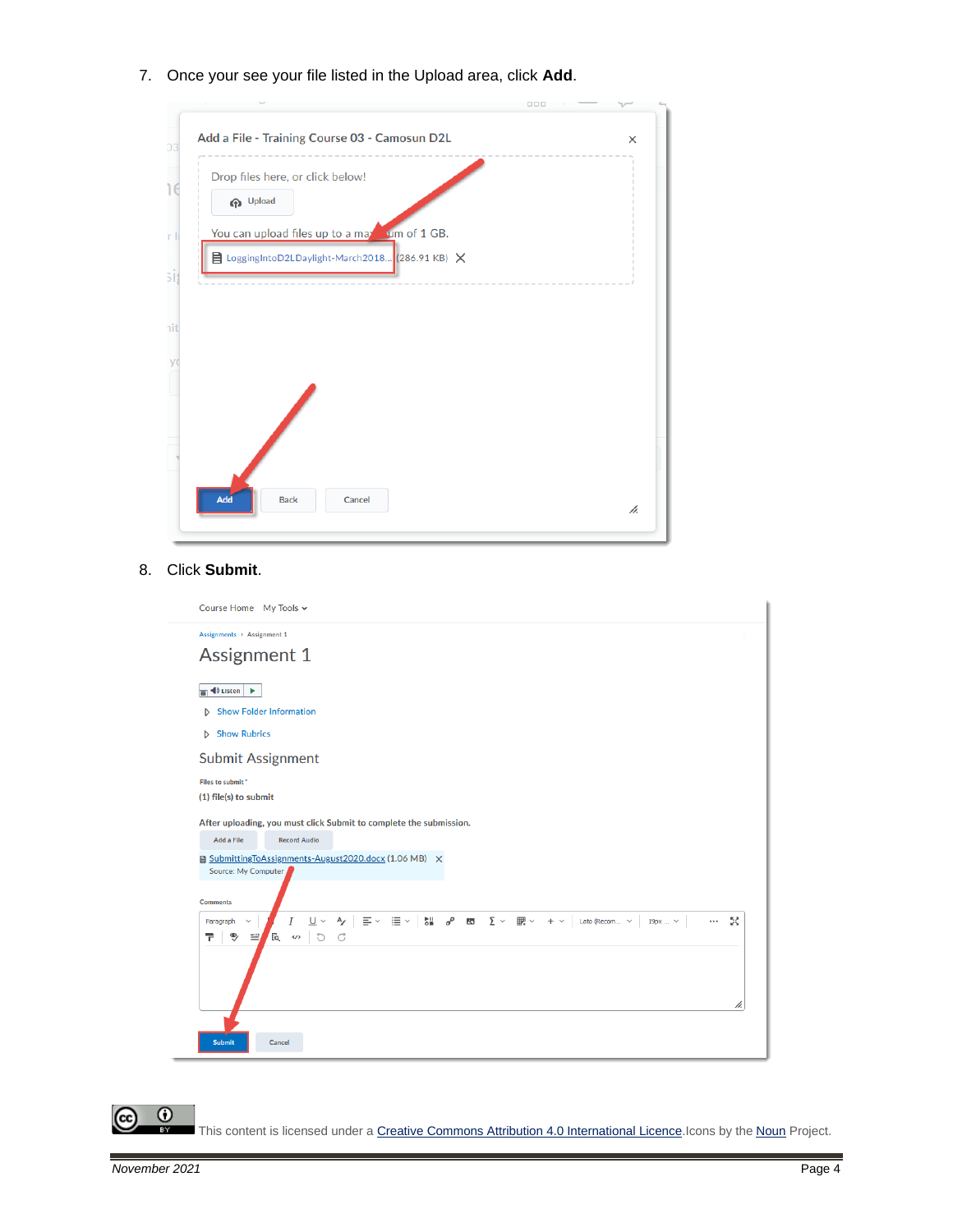7. Once your see your file listed in the Upload area, click **Add**.

8. Click **Submit**.

This content is licensed under a [Creative Commons Attribution 4.0 International Licence](). Icons by the [Noun]() Project.

*November 2021*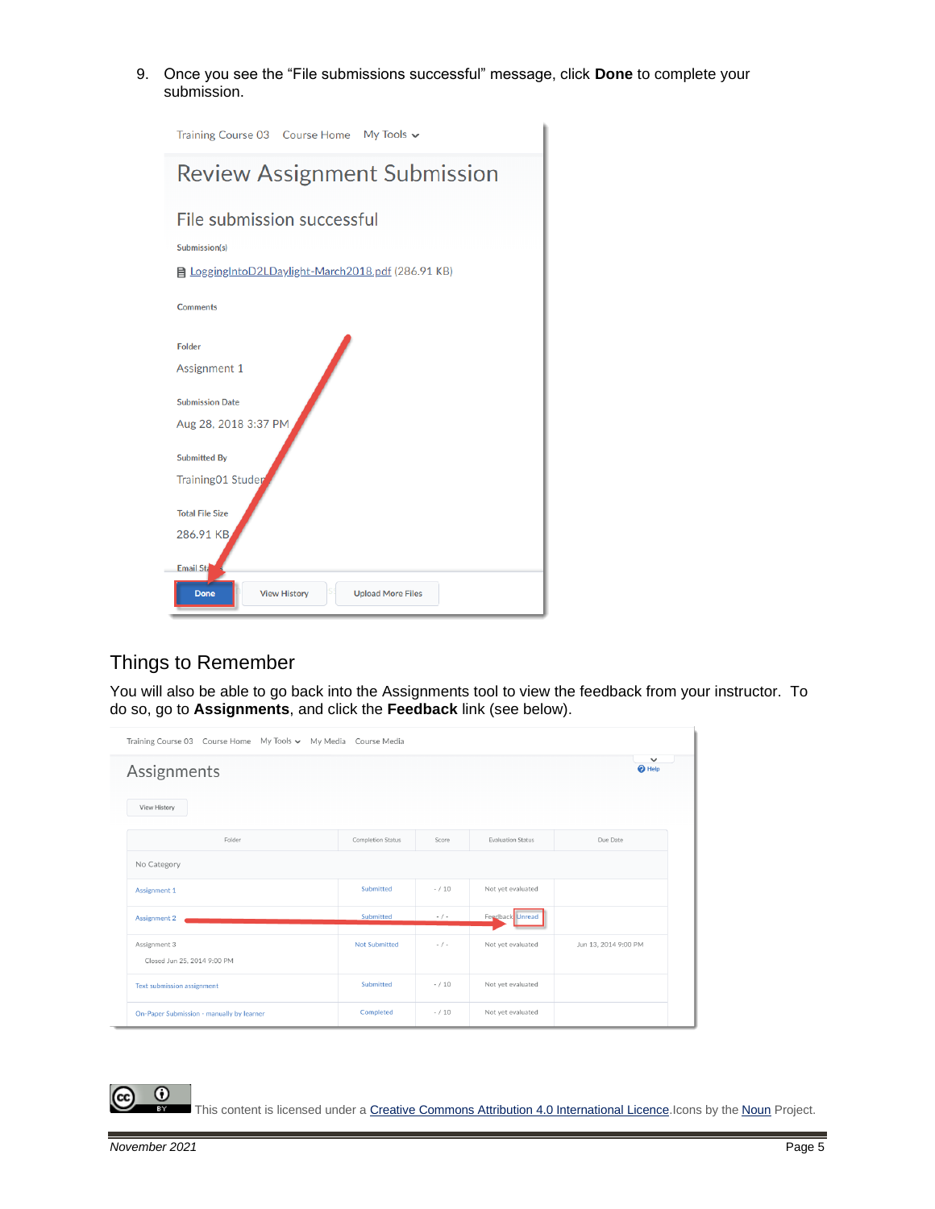9. Once you see the “File submissions successful” message, click **Done** to complete your submission.

## Things to Remember

You will also be able to go back into the Assignments tool to view the feedback from your instructor. To do so, go to **Assignments**, and click the **Feedback** link (see below).

This content is licensed under a Creative Commons Attribution 4.0 International Licence. Icons by the Noun Project.

*November 2021*